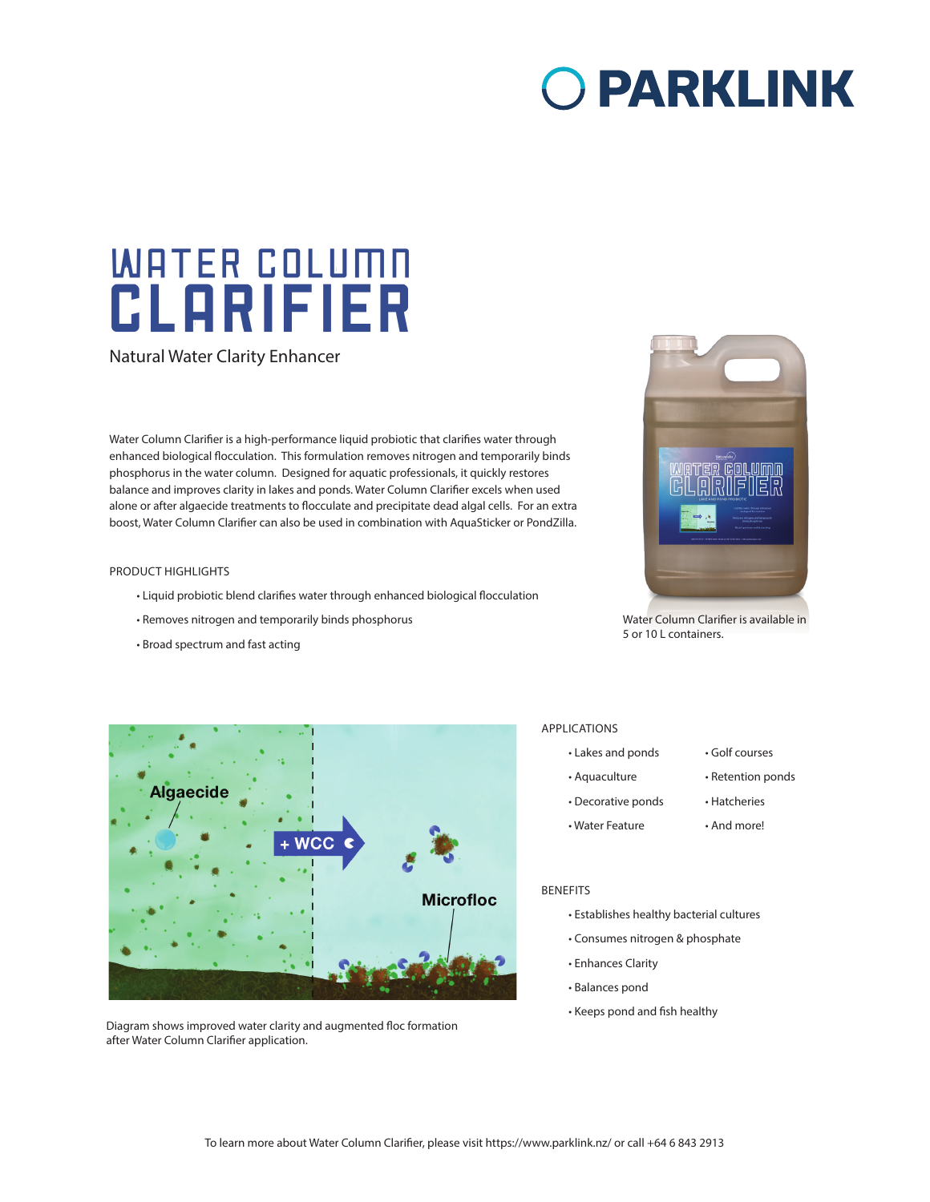# PARKLINK

# WATER COLUMN CLARIFIER

Natural Water Clarity Enhancer

Water Column Clarifier is a high-performance liquid probiotic that clarifies water through enhanced biological flocculation. This formulation removes nitrogen and temporarily binds phosphorus in the water column. Designed for aquatic professionals, it quickly restores balance and improves clarity in lakes and ponds. Water Column Clarifier excels when used alone or after algaecide treatments to flocculate and precipitate dead algal cells. For an extra boost, Water Column Clarifier can also be used in combination with AquaSticker or PondZilla.

Water Column Clarifier is available in 5 or 10 L containers.

## PRODUCT HIGHLIGHTS

- Liquid probiotic blend clarifies water through enhanced biological flocculation
- Removes nitrogen and temporarily binds phosphorus
- Broad spectrum and fast acting

Diagram shows improved water clarity and augmented floc formation after Water Column Clarifier application.

## APPLICATIONS

- Lakes and ponds
- Aquaculture
- Decorative ponds
- Water Feature
- Golf courses
- Retention ponds
- Hatcheries
- And more!

## BENEFITS

- Establishes healthy bacterial cultures
- Consumes nitrogen & phosphate
- Enhances Clarity
- Balances pond
- Keeps pond and fish healthy

To learn more about Water Column Clarifier, please visit https://www.parklink.nz/ or call +64 6 843 2913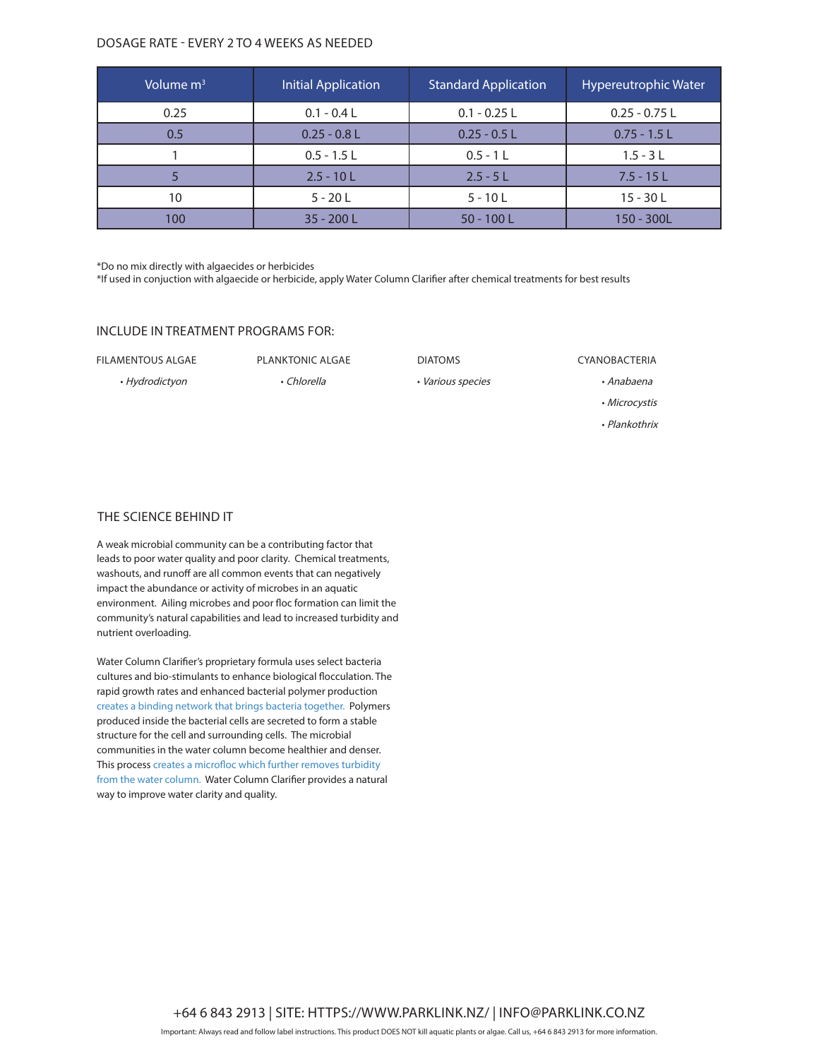## DOSAGE RATE - EVERY 2 TO 4 WEEKS AS NEEDED

| Volume $m^3$ | Initial Application | Standard Application | Hypereutrophic Water |
|---|---|---|---|
| 0.25 | 0.1 - 0.4 L | 0.1 - 0.25 L | 0.25 - 0.75 L |
| 0.5 | 0.25 - 0.8 L | 0.25 - 0.5 L | 0.75 - 1.5 L |
| 1 | 0.5 - 1.5 L | 0.5 - 1 L | 1.5 - 3 L |
| 5 | 2.5 - 10 L | 2.5 - 5 L | 7.5 - 15 L |
| 10 | 5 - 20 L | 5 - 10 L | 15 - 30 L |
| 100 | 35 - 200 L | 50 - 100 L | 150 - 300L |

*Do no mix directly with algaecides or herbicides
*If used in conjuction with algaecide or herbicide, apply Water Column Clarifier after chemical treatments for best results

## INCLUDE IN TREATMENT PROGRAMS FOR:

FILAMENTOUS ALGAE
- *Hydrodictyon*

PLANKTONIC ALGAE
- *Chlorella*

DIATOMS
- *Various species*

CYANOBACTERIA
- *Anabaena*
- *Microcystis*
- *Plankothrix*

## THE SCIENCE BEHIND IT

A weak microbial community can be a contributing factor that leads to poor water quality and poor clarity. Chemical treatments, washouts, and runoff are all common events that can negatively impact the abundance or activity of microbes in an aquatic environment. Ailing microbes and poor floc formation can limit the community's natural capabilities and lead to increased turbidity and nutrient overloading.

Water Column Clarifier's proprietary formula uses select bacteria cultures and bio-stimulants to enhance biological flocculation. The rapid growth rates and enhanced bacterial polymer production creates a binding network that brings bacteria together. Polymers produced inside the bacterial cells are secreted to form a stable structure for the cell and surrounding cells. The microbial communities in the water column become healthier and denser. This process creates a microfloc which further removes turbidity from the water column. Water Column Clarifier provides a natural way to improve water clarity and quality.

+64 6 843 2913 | SITE: HTTPS://WWW.PARKLINK.NZ/ | INFO@PARKLINK.CO.NZ

Important: Always read and follow label instructions. This product DOES NOT kill aquatic plants or algae. Call us, +64 6 843 2913 for more information.